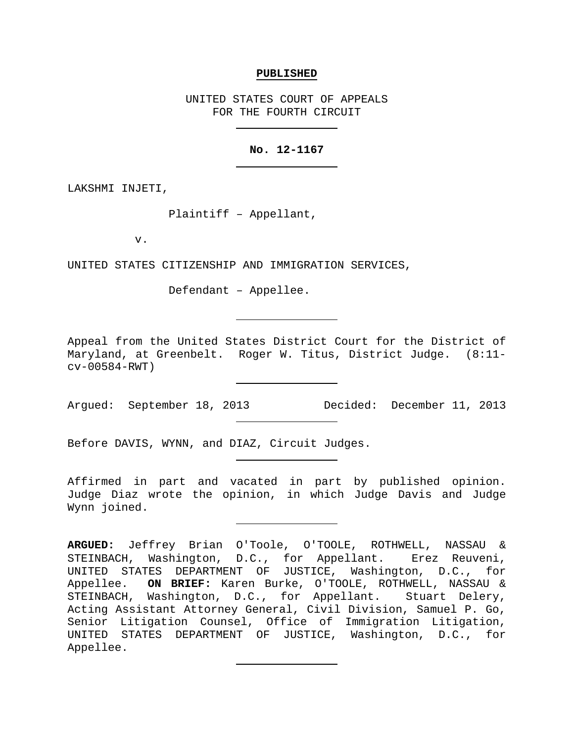**PUBLISHED**

UNITED STATES COURT OF APPEALS
FOR THE FOURTH CIRCUIT

---

**No. 12-1167**

---

LAKSHMI INJETI,

Plaintiff – Appellant,

v.

UNITED STATES CITIZENSHIP AND IMMIGRATION SERVICES,

Defendant – Appellee.

---

Appeal from the United States District Court for the District of Maryland, at Greenbelt. Roger W. Titus, District Judge. (8:11-cv-00584-RWT)

---

Argued: September 18, 2013 Decided: December 11, 2013

---

Before DAVIS, WYNN, and DIAZ, Circuit Judges.

---

Affirmed in part and vacated in part by published opinion. Judge Diaz wrote the opinion, in which Judge Davis and Judge Wynn joined.

---

**ARGUED:** Jeffrey Brian O'Toole, O'TOOLE, ROTHWELL, NASSAU & STEINBACH, Washington, D.C., for Appellant. Erez Reuveni, UNITED STATES DEPARTMENT OF JUSTICE, Washington, D.C., for Appellee. **ON BRIEF:** Karen Burke, O'TOOLE, ROTHWELL, NASSAU & STEINBACH, Washington, D.C., for Appellant. Stuart Delery, Acting Assistant Attorney General, Civil Division, Samuel P. Go, Senior Litigation Counsel, Office of Immigration Litigation, UNITED STATES DEPARTMENT OF JUSTICE, Washington, D.C., for Appellee.

---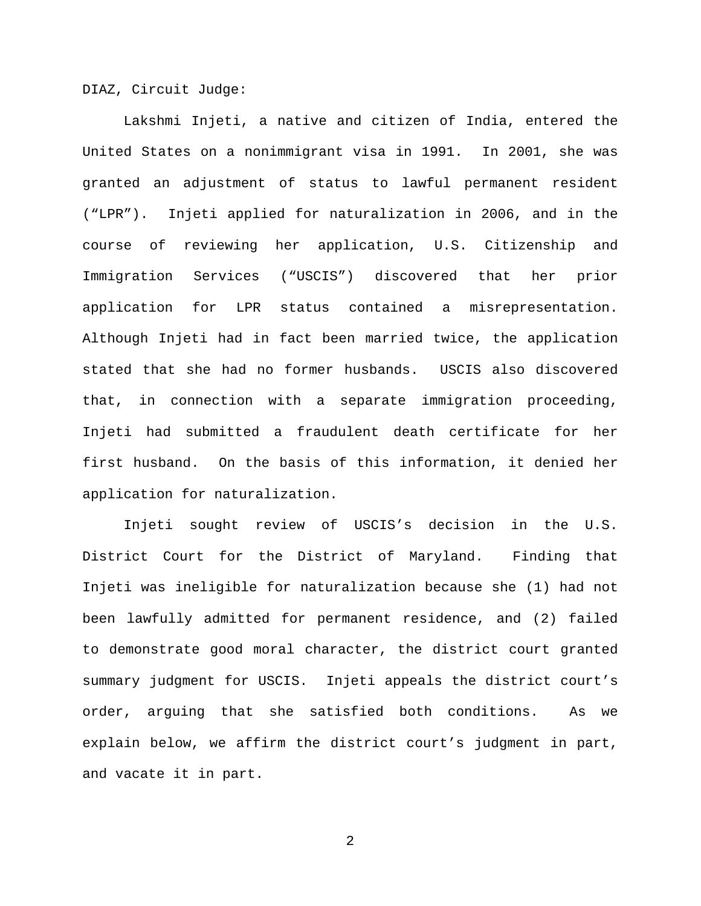DIAZ, Circuit Judge:

Lakshmi Injeti, a native and citizen of India, entered the United States on a nonimmigrant visa in 1991. In 2001, she was granted an adjustment of status to lawful permanent resident ("LPR"). Injeti applied for naturalization in 2006, and in the course of reviewing her application, U.S. Citizenship and Immigration Services ("USCIS") discovered that her prior application for LPR status contained a misrepresentation. Although Injeti had in fact been married twice, the application stated that she had no former husbands. USCIS also discovered that, in connection with a separate immigration proceeding, Injeti had submitted a fraudulent death certificate for her first husband. On the basis of this information, it denied her application for naturalization.

Injeti sought review of USCIS's decision in the U.S. District Court for the District of Maryland. Finding that Injeti was ineligible for naturalization because she (1) had not been lawfully admitted for permanent residence, and (2) failed to demonstrate good moral character, the district court granted summary judgment for USCIS. Injeti appeals the district court's order, arguing that she satisfied both conditions. As we explain below, we affirm the district court's judgment in part, and vacate it in part.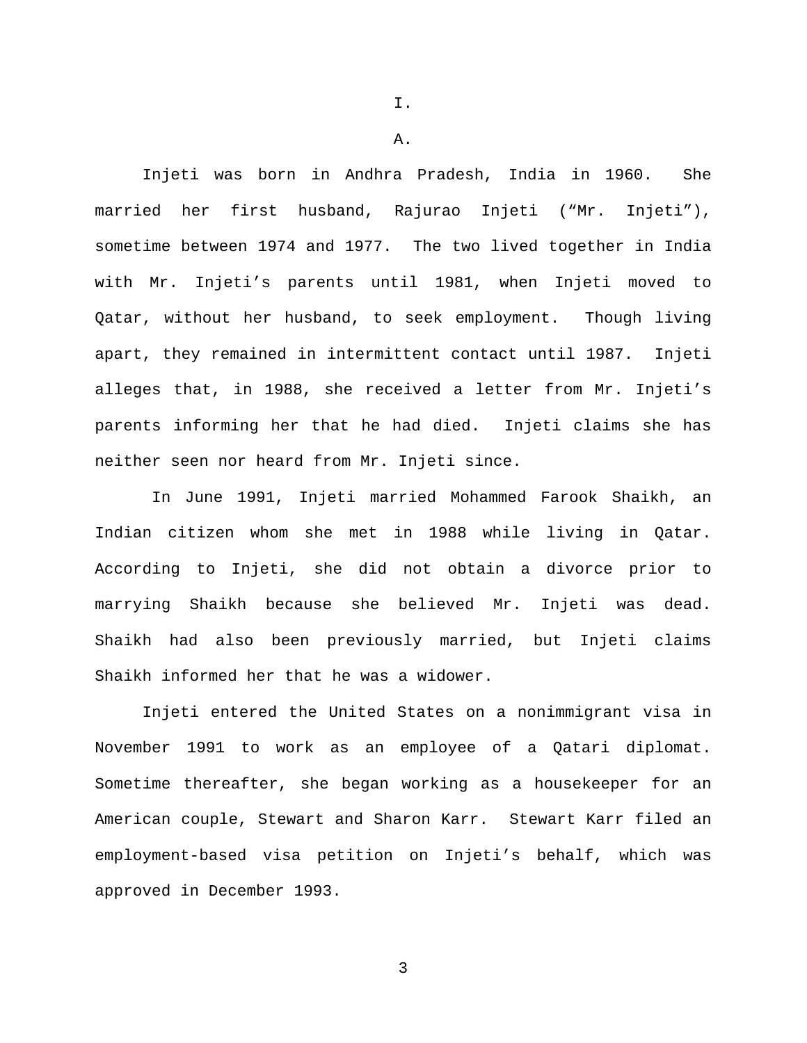# I.

## A.

Injeti was born in Andhra Pradesh, India in 1960. She married her first husband, Rajurao Injeti ("Mr. Injeti"), sometime between 1974 and 1977. The two lived together in India with Mr. Injeti's parents until 1981, when Injeti moved to Qatar, without her husband, to seek employment. Though living apart, they remained in intermittent contact until 1987. Injeti alleges that, in 1988, she received a letter from Mr. Injeti's parents informing her that he had died. Injeti claims she has neither seen nor heard from Mr. Injeti since.

In June 1991, Injeti married Mohammed Farook Shaikh, an Indian citizen whom she met in 1988 while living in Qatar. According to Injeti, she did not obtain a divorce prior to marrying Shaikh because she believed Mr. Injeti was dead. Shaikh had also been previously married, but Injeti claims Shaikh informed her that he was a widower.

Injeti entered the United States on a nonimmigrant visa in November 1991 to work as an employee of a Qatari diplomat. Sometime thereafter, she began working as a housekeeper for an American couple, Stewart and Sharon Karr. Stewart Karr filed an employment-based visa petition on Injeti's behalf, which was approved in December 1993.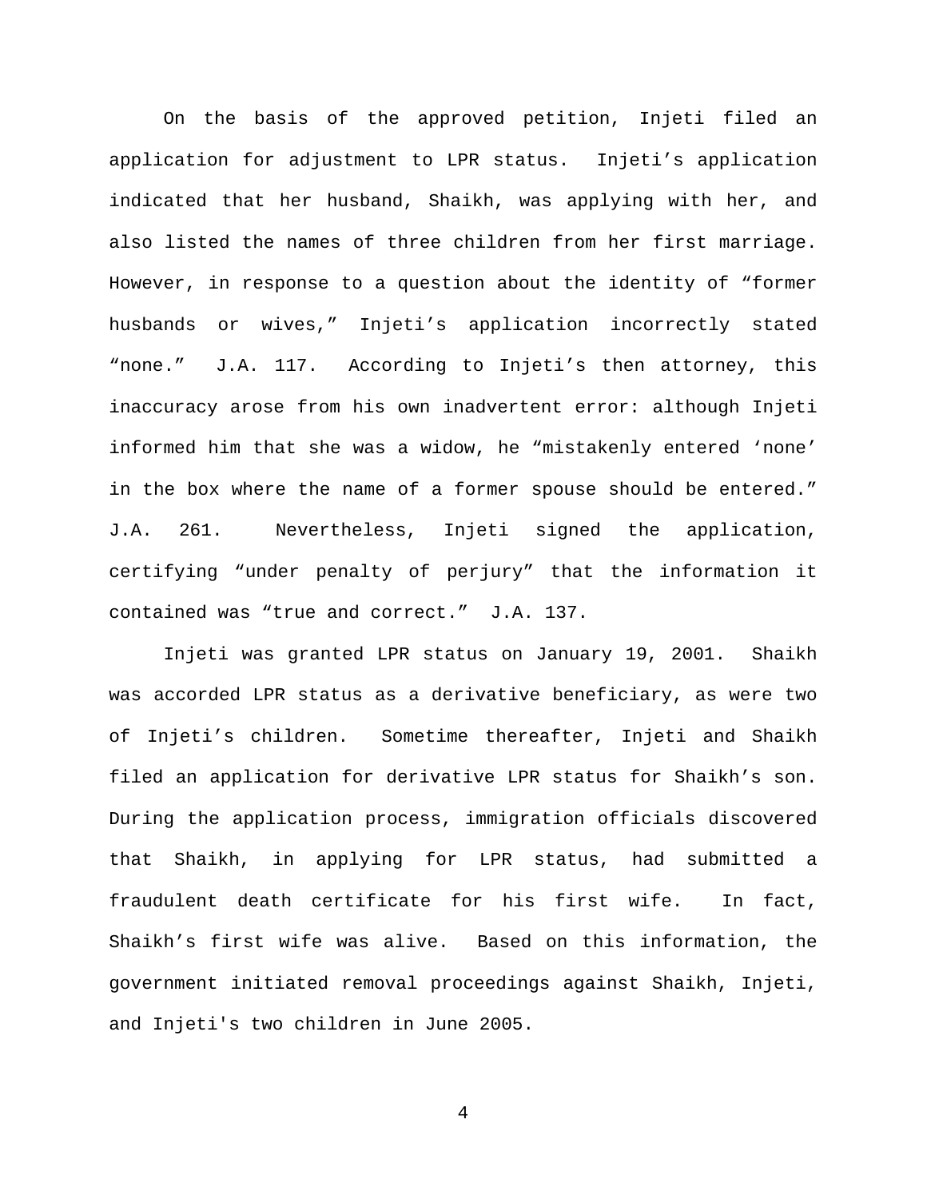On the basis of the approved petition, Injeti filed an application for adjustment to LPR status. Injeti's application indicated that her husband, Shaikh, was applying with her, and also listed the names of three children from her first marriage. However, in response to a question about the identity of "former husbands or wives," Injeti's application incorrectly stated "none." J.A. 117. According to Injeti's then attorney, this inaccuracy arose from his own inadvertent error: although Injeti informed him that she was a widow, he "mistakenly entered 'none' in the box where the name of a former spouse should be entered." J.A. 261. Nevertheless, Injeti signed the application, certifying "under penalty of perjury" that the information it contained was "true and correct." J.A. 137.

Injeti was granted LPR status on January 19, 2001. Shaikh was accorded LPR status as a derivative beneficiary, as were two of Injeti's children. Sometime thereafter, Injeti and Shaikh filed an application for derivative LPR status for Shaikh's son. During the application process, immigration officials discovered that Shaikh, in applying for LPR status, had submitted a fraudulent death certificate for his first wife. In fact, Shaikh's first wife was alive. Based on this information, the government initiated removal proceedings against Shaikh, Injeti, and Injeti's two children in June 2005.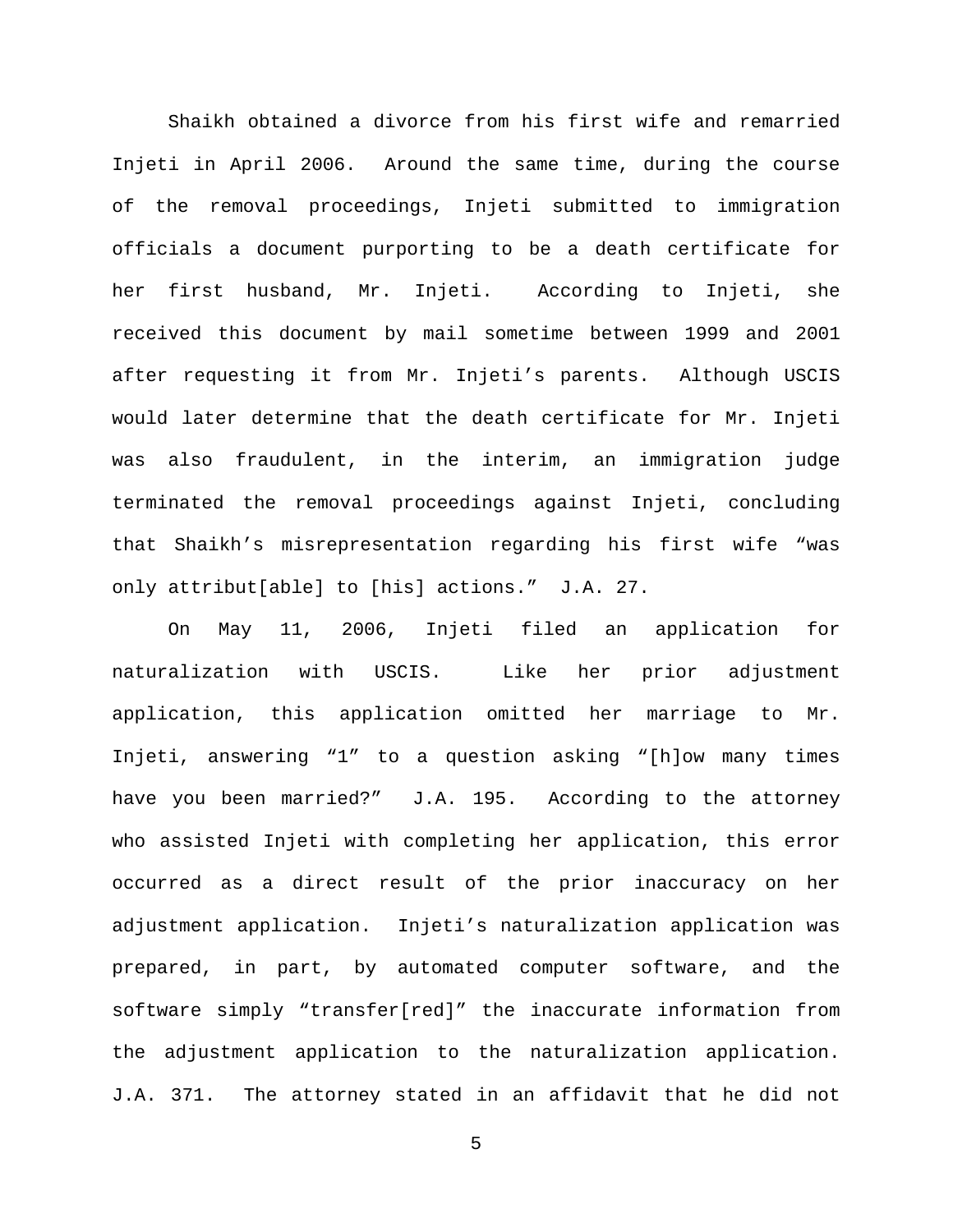Shaikh obtained a divorce from his first wife and remarried Injeti in April 2006. Around the same time, during the course of the removal proceedings, Injeti submitted to immigration officials a document purporting to be a death certificate for her first husband, Mr. Injeti. According to Injeti, she received this document by mail sometime between 1999 and 2001 after requesting it from Mr. Injeti's parents. Although USCIS would later determine that the death certificate for Mr. Injeti was also fraudulent, in the interim, an immigration judge terminated the removal proceedings against Injeti, concluding that Shaikh's misrepresentation regarding his first wife "was only attribut[able] to [his] actions." J.A. 27.

On May 11, 2006, Injeti filed an application for naturalization with USCIS. Like her prior adjustment application, this application omitted her marriage to Mr. Injeti, answering "1" to a question asking "[h]ow many times have you been married?" J.A. 195. According to the attorney who assisted Injeti with completing her application, this error occurred as a direct result of the prior inaccuracy on her adjustment application. Injeti's naturalization application was prepared, in part, by automated computer software, and the software simply "transfer[red]" the inaccurate information from the adjustment application to the naturalization application. J.A. 371. The attorney stated in an affidavit that he did not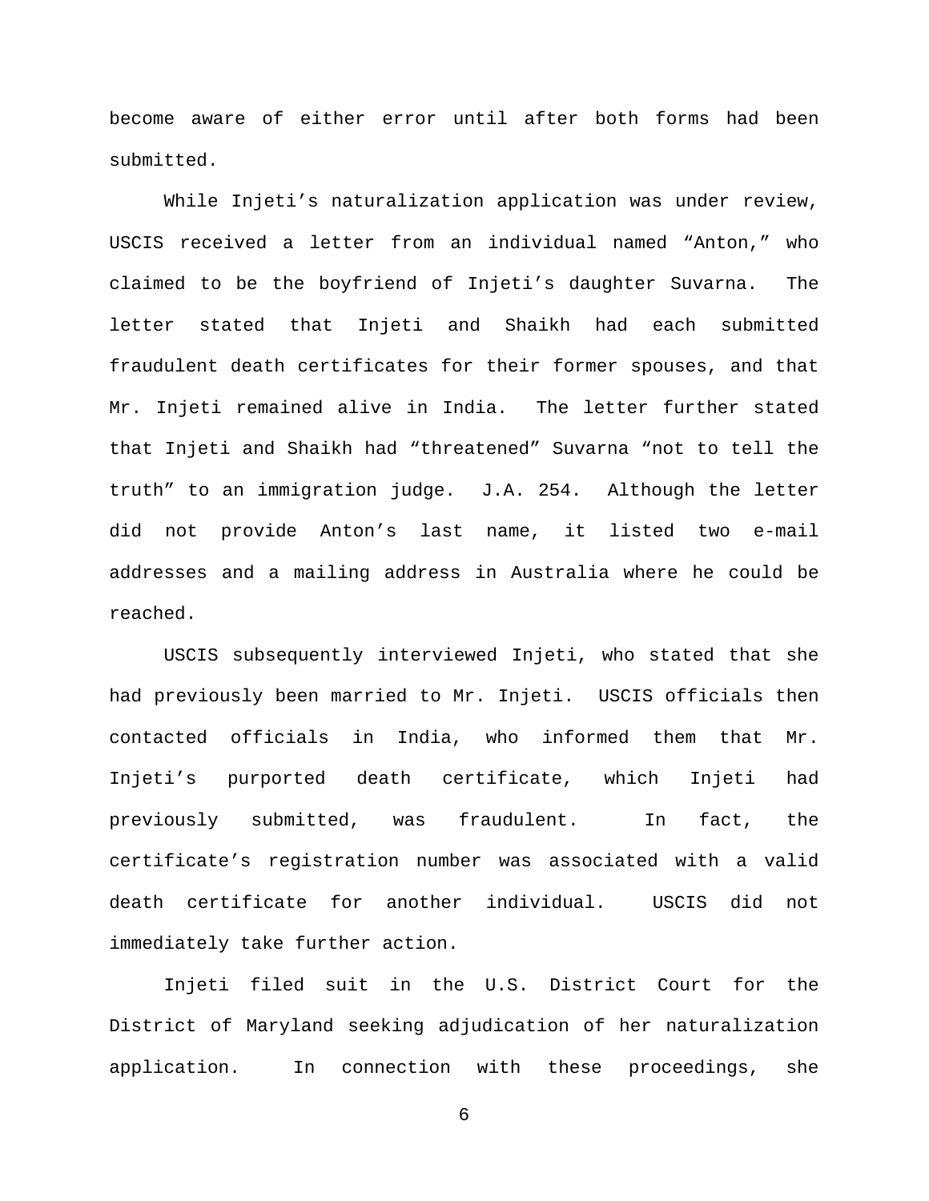become aware of either error until after both forms had been submitted.

While Injeti's naturalization application was under review, USCIS received a letter from an individual named "Anton," who claimed to be the boyfriend of Injeti's daughter Suvarna. The letter stated that Injeti and Shaikh had each submitted fraudulent death certificates for their former spouses, and that Mr. Injeti remained alive in India. The letter further stated that Injeti and Shaikh had "threatened" Suvarna "not to tell the truth" to an immigration judge. J.A. 254. Although the letter did not provide Anton's last name, it listed two e-mail addresses and a mailing address in Australia where he could be reached.

USCIS subsequently interviewed Injeti, who stated that she had previously been married to Mr. Injeti. USCIS officials then contacted officials in India, who informed them that Mr. Injeti's purported death certificate, which Injeti had previously submitted, was fraudulent. In fact, the certificate's registration number was associated with a valid death certificate for another individual. USCIS did not immediately take further action.

Injeti filed suit in the U.S. District Court for the District of Maryland seeking adjudication of her naturalization application. In connection with these proceedings, she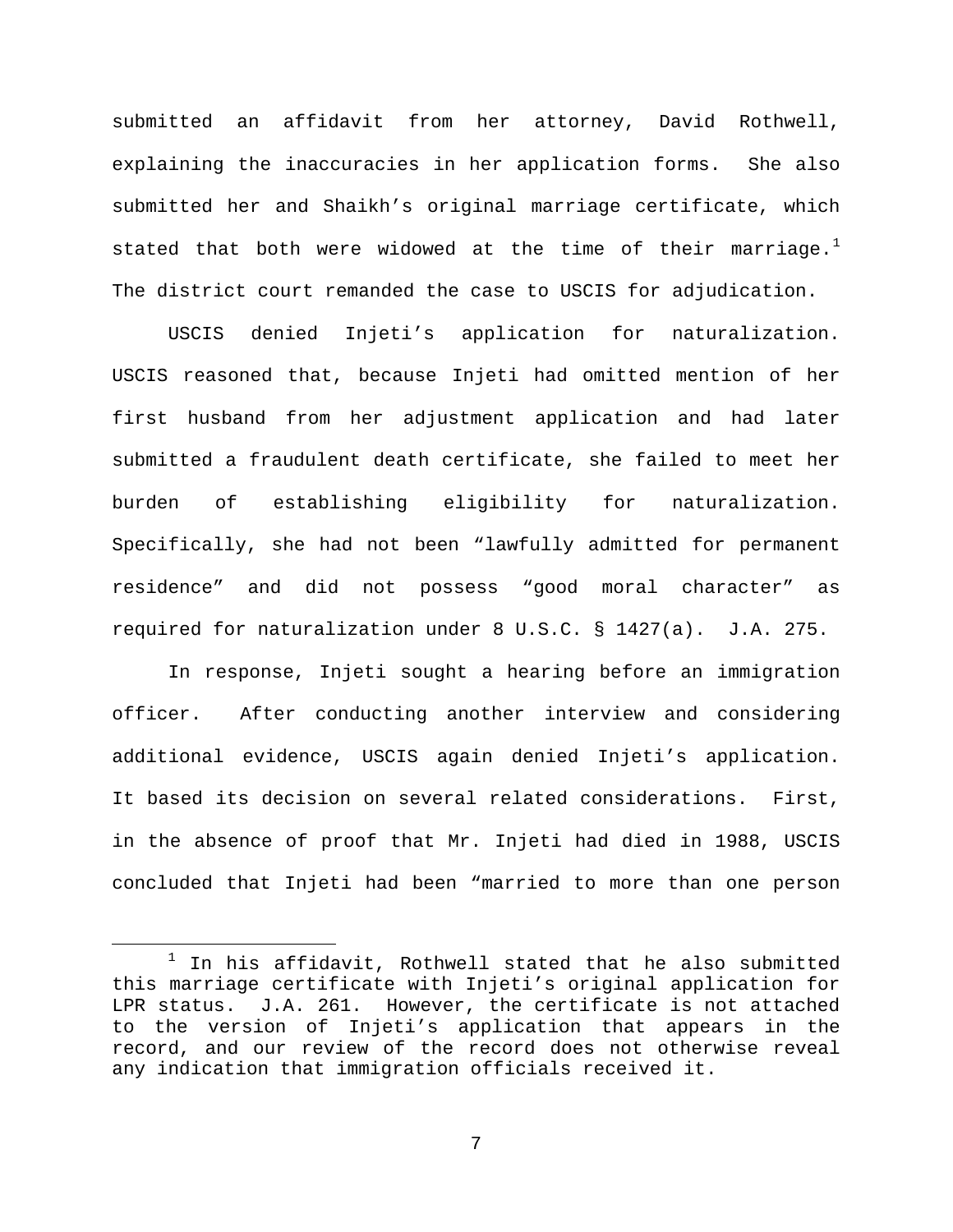submitted an affidavit from her attorney, David Rothwell, explaining the inaccuracies in her application forms. She also submitted her and Shaikh's original marriage certificate, which stated that both were widowed at the time of their marriage.[1] The district court remanded the case to USCIS for adjudication.

USCIS denied Injeti's application for naturalization. USCIS reasoned that, because Injeti had omitted mention of her first husband from her adjustment application and had later submitted a fraudulent death certificate, she failed to meet her burden of establishing eligibility for naturalization. Specifically, she had not been "lawfully admitted for permanent residence" and did not possess "good moral character" as required for naturalization under 8 U.S.C. § 1427(a). J.A. 275.

In response, Injeti sought a hearing before an immigration officer. After conducting another interview and considering additional evidence, USCIS again denied Injeti's application. It based its decision on several related considerations. First, in the absence of proof that Mr. Injeti had died in 1988, USCIS concluded that Injeti had been "married to more than one person

---

[1] In his affidavit, Rothwell stated that he also submitted this marriage certificate with Injeti's original application for LPR status. J.A. 261. However, the certificate is not attached to the version of Injeti's application that appears in the record, and our review of the record does not otherwise reveal any indication that immigration officials received it.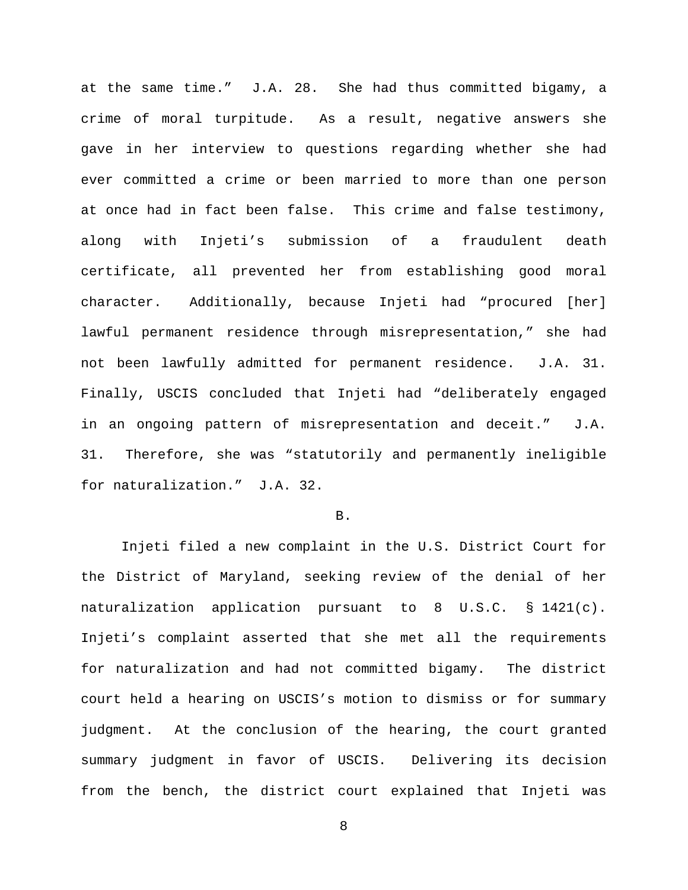at the same time." J.A. 28. She had thus committed bigamy, a crime of moral turpitude. As a result, negative answers she gave in her interview to questions regarding whether she had ever committed a crime or been married to more than one person at once had in fact been false. This crime and false testimony, along with Injeti's submission of a fraudulent death certificate, all prevented her from establishing good moral character. Additionally, because Injeti had "procured [her] lawful permanent residence through misrepresentation," she had not been lawfully admitted for permanent residence. J.A. 31. Finally, USCIS concluded that Injeti had "deliberately engaged in an ongoing pattern of misrepresentation and deceit." J.A. 31. Therefore, she was "statutorily and permanently ineligible for naturalization." J.A. 32.

B.

Injeti filed a new complaint in the U.S. District Court for the District of Maryland, seeking review of the denial of her naturalization application pursuant to 8 U.S.C. § 1421(c). Injeti's complaint asserted that she met all the requirements for naturalization and had not committed bigamy. The district court held a hearing on USCIS's motion to dismiss or for summary judgment. At the conclusion of the hearing, the court granted summary judgment in favor of USCIS. Delivering its decision from the bench, the district court explained that Injeti was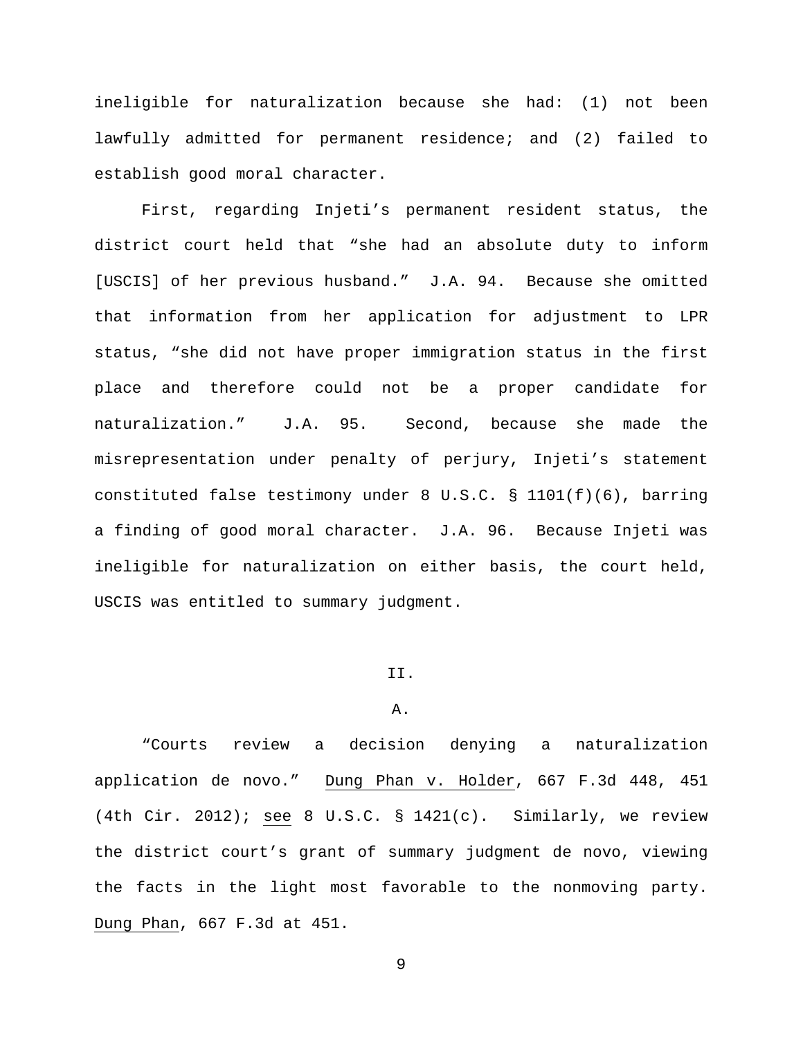ineligible for naturalization because she had: (1) not been lawfully admitted for permanent residence; and (2) failed to establish good moral character.

First, regarding Injeti's permanent resident status, the district court held that "she had an absolute duty to inform [USCIS] of her previous husband." J.A. 94. Because she omitted that information from her application for adjustment to LPR status, "she did not have proper immigration status in the first place and therefore could not be a proper candidate for naturalization." J.A. 95. Second, because she made the misrepresentation under penalty of perjury, Injeti's statement constituted false testimony under 8 U.S.C. § 1101(f)(6), barring a finding of good moral character. J.A. 96. Because Injeti was ineligible for naturalization on either basis, the court held, USCIS was entitled to summary judgment.

## II.

### A.

"Courts review a decision denying a naturalization application de novo." Dung Phan v. Holder, 667 F.3d 448, 451 (4th Cir. 2012); see 8 U.S.C. § 1421(c). Similarly, we review the district court's grant of summary judgment de novo, viewing the facts in the light most favorable to the nonmoving party. Dung Phan, 667 F.3d at 451.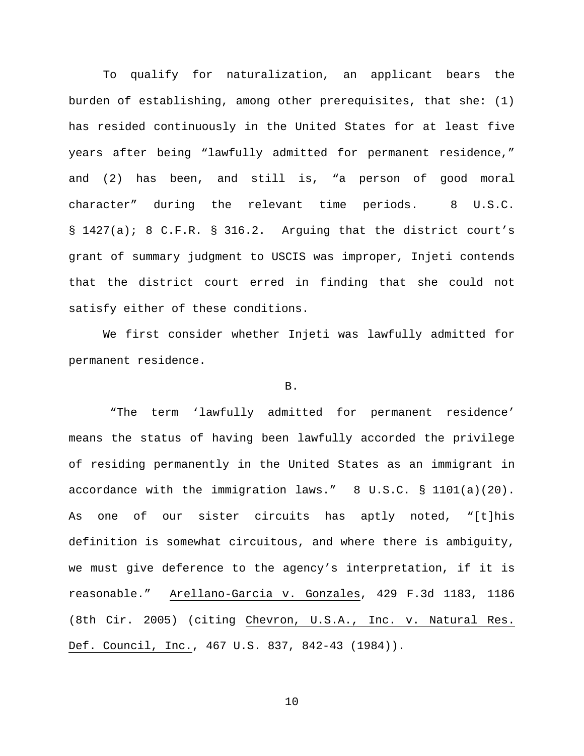To qualify for naturalization, an applicant bears the burden of establishing, among other prerequisites, that she: (1) has resided continuously in the United States for at least five years after being "lawfully admitted for permanent residence," and (2) has been, and still is, "a person of good moral character" during the relevant time periods. 8 U.S.C. § 1427(a); 8 C.F.R. § 316.2. Arguing that the district court's grant of summary judgment to USCIS was improper, Injeti contends that the district court erred in finding that she could not satisfy either of these conditions.

We first consider whether Injeti was lawfully admitted for permanent residence.

### B.

"The term 'lawfully admitted for permanent residence' means the status of having been lawfully accorded the privilege of residing permanently in the United States as an immigrant in accordance with the immigration laws." 8 U.S.C. § 1101(a)(20). As one of our sister circuits has aptly noted, "[t]his definition is somewhat circuitous, and where there is ambiguity, we must give deference to the agency's interpretation, if it is reasonable." <u>Arellano-Garcia v. Gonzales</u>, 429 F.3d 1183, 1186 (8th Cir. 2005) (citing <u>Chevron, U.S.A., Inc. v. Natural Res. Def. Council, Inc.</u>, 467 U.S. 837, 842-43 (1984)).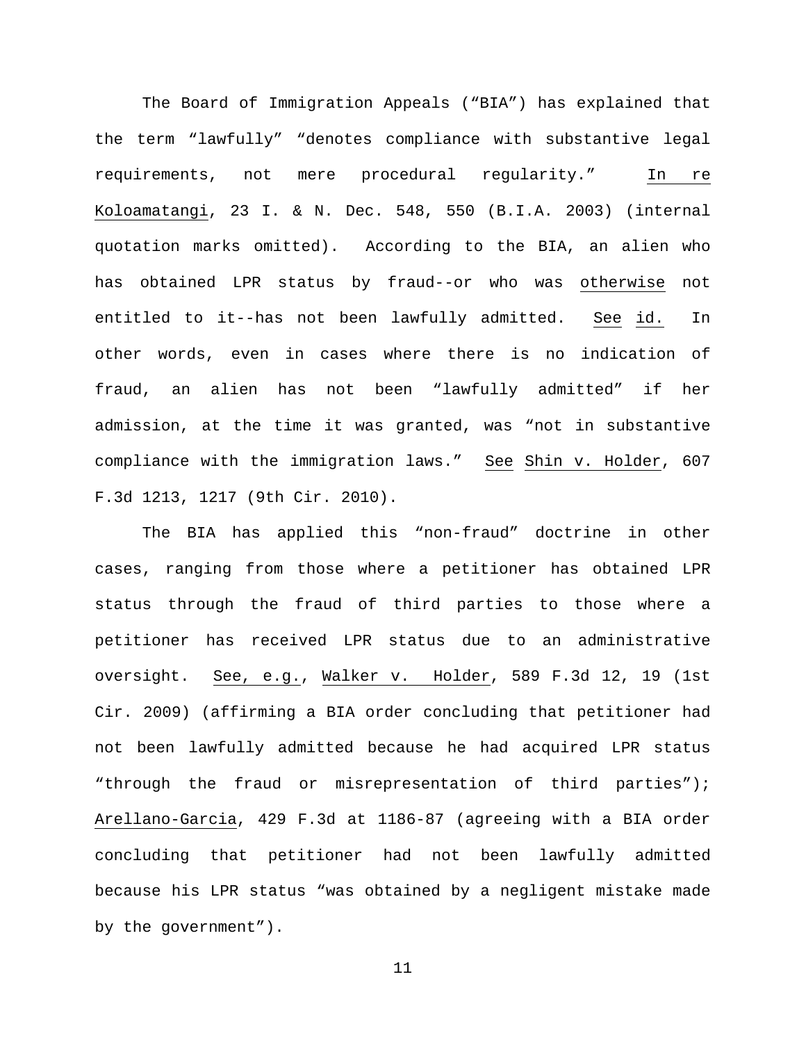The Board of Immigration Appeals ("BIA") has explained that the term "lawfully" "denotes compliance with substantive legal requirements, not mere procedural regularity." In re Koloamatangi, 23 I. & N. Dec. 548, 550 (B.I.A. 2003) (internal quotation marks omitted). According to the BIA, an alien who has obtained LPR status by fraud--or who was *otherwise* not entitled to it--has not been lawfully admitted. See id. In other words, even in cases where there is no indication of fraud, an alien has not been "lawfully admitted" if her admission, at the time it was granted, was "not in substantive compliance with the immigration laws." See Shin v. Holder, 607 F.3d 1213, 1217 (9th Cir. 2010).

The BIA has applied this "non-fraud" doctrine in other cases, ranging from those where a petitioner has obtained LPR status through the fraud of third parties to those where a petitioner has received LPR status due to an administrative oversight. See, e.g., Walker v. Holder, 589 F.3d 12, 19 (1st Cir. 2009) (affirming a BIA order concluding that petitioner had not been lawfully admitted because he had acquired LPR status "through the fraud or misrepresentation of third parties"); Arellano-Garcia, 429 F.3d at 1186-87 (agreeing with a BIA order concluding that petitioner had not been lawfully admitted because his LPR status "was obtained by a negligent mistake made by the government").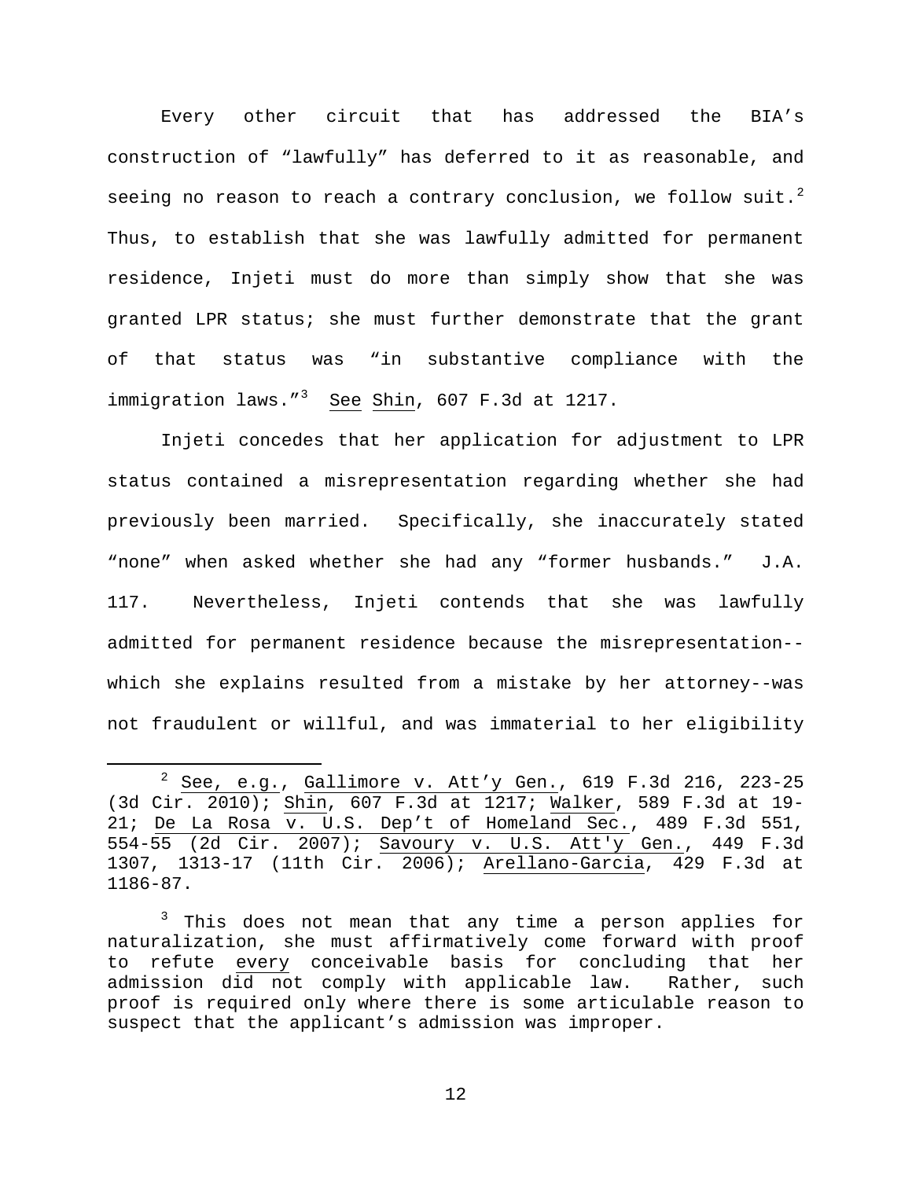Every other circuit that has addressed the BIA's construction of "lawfully" has deferred to it as reasonable, and seeing no reason to reach a contrary conclusion, we follow suit.[2] Thus, to establish that she was lawfully admitted for permanent residence, Injeti must do more than simply show that she was granted LPR status; she must further demonstrate that the grant of that status was "in substantive compliance with the immigration laws."[3] See Shin, 607 F.3d at 1217.

Injeti concedes that her application for adjustment to LPR status contained a misrepresentation regarding whether she had previously been married. Specifically, she inaccurately stated "none" when asked whether she had any "former husbands." J.A. 117. Nevertheless, Injeti contends that she was lawfully admitted for permanent residence because the misrepresentation--which she explains resulted from a mistake by her attorney--was not fraudulent or willful, and was immaterial to her eligibility

---

[2] See, e.g., Gallimore v. Att'y Gen., 619 F.3d 216, 223-25 (3d Cir. 2010); Shin, 607 F.3d at 1217; Walker, 589 F.3d at 19-21; De La Rosa v. U.S. Dep't of Homeland Sec., 489 F.3d 551, 554-55 (2d Cir. 2007); Savoury v. U.S. Att'y Gen., 449 F.3d 1307, 1313-17 (11th Cir. 2006); Arellano-Garcia, 429 F.3d at 1186-87.

[3] This does not mean that any time a person applies for naturalization, she must affirmatively come forward with proof to refute every conceivable basis for concluding that her admission did not comply with applicable law. Rather, such proof is required only where there is some articulable reason to suspect that the applicant's admission was improper.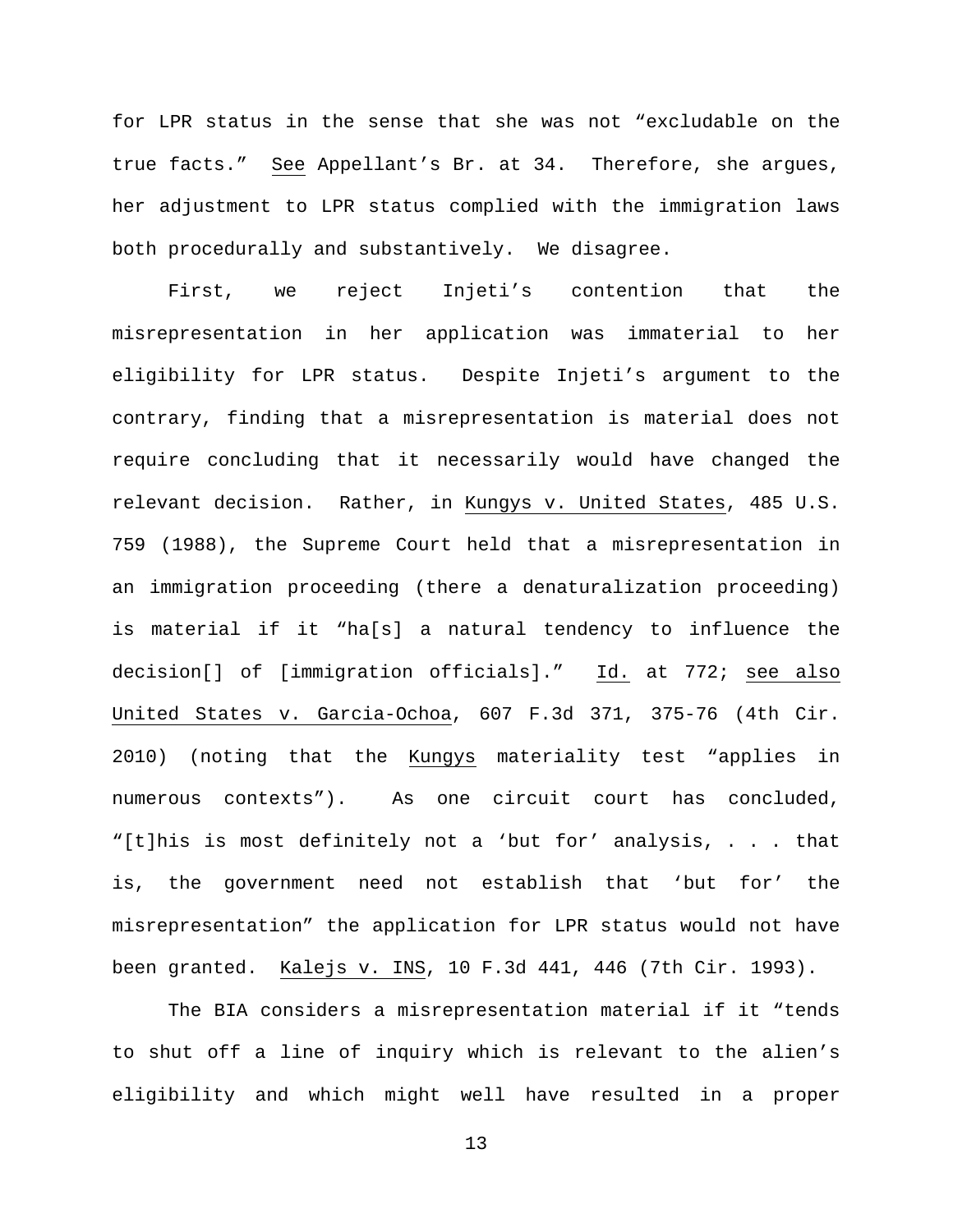for LPR status in the sense that she was not "excludable on the true facts." See Appellant's Br. at 34. Therefore, she argues, her adjustment to LPR status complied with the immigration laws both procedurally and substantively. We disagree.

First, we reject Injeti's contention that the misrepresentation in her application was immaterial to her eligibility for LPR status. Despite Injeti's argument to the contrary, finding that a misrepresentation is material does not require concluding that it necessarily would have changed the relevant decision. Rather, in Kungys v. United States, 485 U.S. 759 (1988), the Supreme Court held that a misrepresentation in an immigration proceeding (there a denaturalization proceeding) is material if it "ha[s] a natural tendency to influence the decision[] of [immigration officials]." Id. at 772; see also United States v. Garcia-Ochoa, 607 F.3d 371, 375-76 (4th Cir. 2010) (noting that the Kungys materiality test "applies in numerous contexts"). As one circuit court has concluded, "[t]his is most definitely not a 'but for' analysis, . . . that is, the government need not establish that 'but for' the misrepresentation" the application for LPR status would not have been granted. Kalejs v. INS, 10 F.3d 441, 446 (7th Cir. 1993).

The BIA considers a misrepresentation material if it "tends to shut off a line of inquiry which is relevant to the alien's eligibility and which might well have resulted in a proper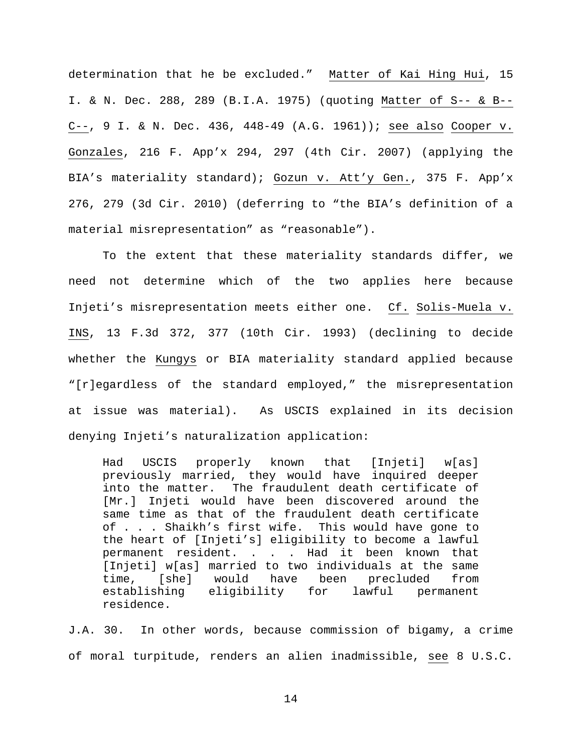determination that he be excluded." Matter of Kai Hing Hui, 15 I. & N. Dec. 288, 289 (B.I.A. 1975) (quoting Matter of S-- & B--C--, 9 I. & N. Dec. 436, 448-49 (A.G. 1961)); see also Cooper v. Gonzales, 216 F. App'x 294, 297 (4th Cir. 2007) (applying the BIA's materiality standard); Gozun v. Att'y Gen., 375 F. App'x 276, 279 (3d Cir. 2010) (deferring to "the BIA's definition of a material misrepresentation" as "reasonable").

To the extent that these materiality standards differ, we need not determine which of the two applies here because Injeti's misrepresentation meets either one. Cf. Solis-Muela v. INS, 13 F.3d 372, 377 (10th Cir. 1993) (declining to decide whether the Kungys or BIA materiality standard applied because "[r]egardless of the standard employed," the misrepresentation at issue was material). As USCIS explained in its decision denying Injeti's naturalization application:

> Had USCIS properly known that [Injeti] w[as] previously married, they would have inquired deeper into the matter. The fraudulent death certificate of [Mr.] Injeti would have been discovered around the same time as that of the fraudulent death certificate of . . . Shaikh's first wife. This would have gone to the heart of [Injeti's] eligibility to become a lawful permanent resident. . . . Had it been known that [Injeti] w[as] married to two individuals at the same time, [she] would have been precluded from establishing eligibility for lawful permanent residence.

J.A. 30. In other words, because commission of bigamy, a crime of moral turpitude, renders an alien inadmissible, see 8 U.S.C.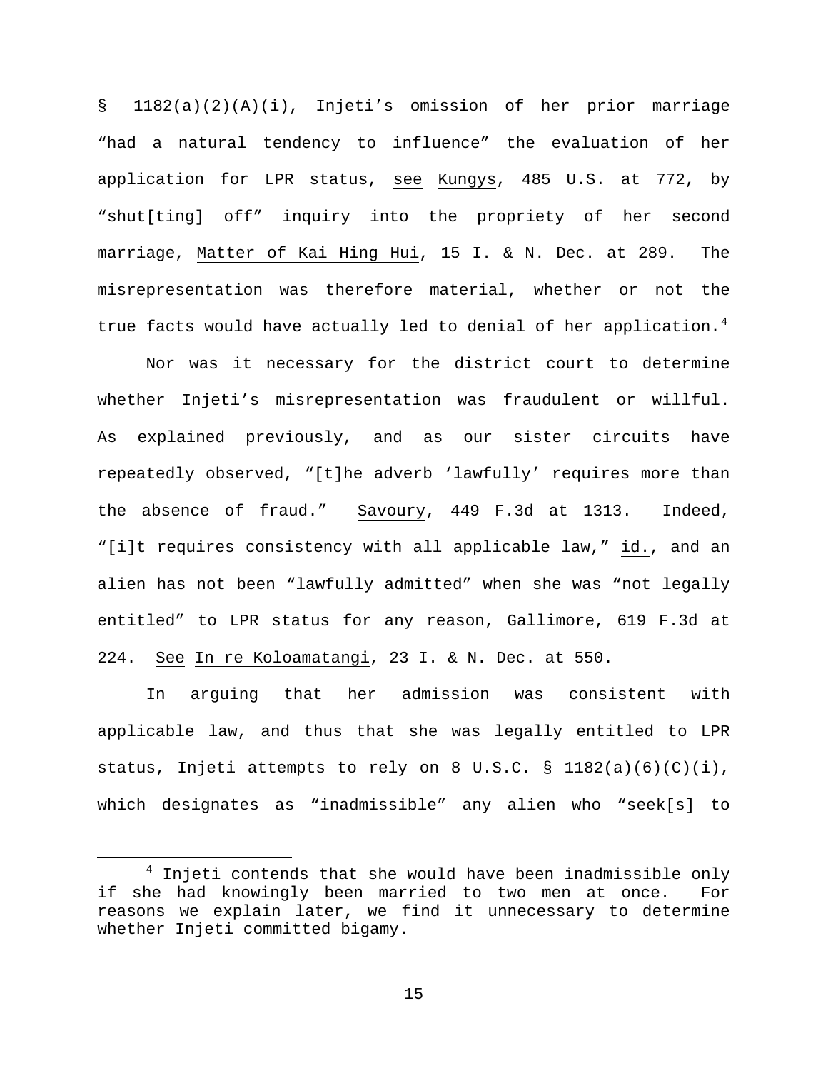§ 1182(a)(2)(A)(i), Injeti's omission of her prior marriage "had a natural tendency to influence" the evaluation of her application for LPR status, see Kungys, 485 U.S. at 772, by "shut[ting] off" inquiry into the propriety of her second marriage, Matter of Kai Hing Hui, 15 I. & N. Dec. at 289. The misrepresentation was therefore material, whether or not the true facts would have actually led to denial of her application.[4]

Nor was it necessary for the district court to determine whether Injeti's misrepresentation was fraudulent or willful. As explained previously, and as our sister circuits have repeatedly observed, "[t]he adverb 'lawfully' requires more than the absence of fraud." Savoury, 449 F.3d at 1313. Indeed, "[i]t requires consistency with all applicable law," id., and an alien has not been "lawfully admitted" when she was "not legally entitled" to LPR status for any reason, Gallimore, 619 F.3d at 224. See In re Koloamatangi, 23 I. & N. Dec. at 550.

In arguing that her admission was consistent with applicable law, and thus that she was legally entitled to LPR status, Injeti attempts to rely on 8 U.S.C. § 1182(a)(6)(C)(i), which designates as "inadmissible" any alien who "seek[s] to

[4] Injeti contends that she would have been inadmissible only if she had knowingly been married to two men at once. For reasons we explain later, we find it unnecessary to determine whether Injeti committed bigamy.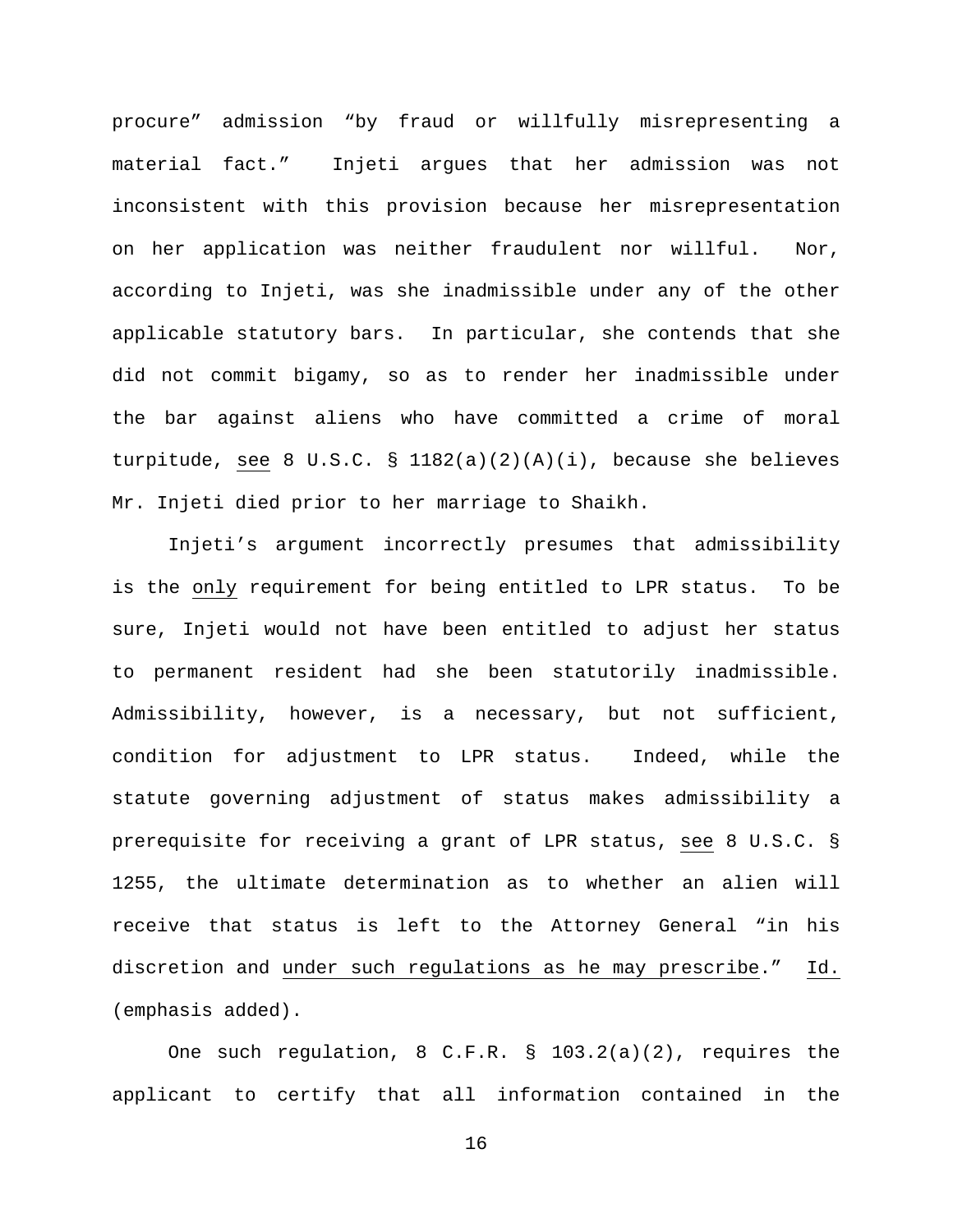procure” admission “by fraud or willfully misrepresenting a material fact.” Injeti argues that her admission was not inconsistent with this provision because her misrepresentation on her application was neither fraudulent nor willful. Nor, according to Injeti, was she inadmissible under any of the other applicable statutory bars. In particular, she contends that she did not commit bigamy, so as to render her inadmissible under the bar against aliens who have committed a crime of moral turpitude, see 8 U.S.C. § 1182(a)(2)(A)(i), because she believes Mr. Injeti died prior to her marriage to Shaikh.

Injeti’s argument incorrectly presumes that admissibility is the only requirement for being entitled to LPR status. To be sure, Injeti would not have been entitled to adjust her status to permanent resident had she been statutorily inadmissible. Admissibility, however, is a necessary, but not sufficient, condition for adjustment to LPR status. Indeed, while the statute governing adjustment of status makes admissibility a prerequisite for receiving a grant of LPR status, see 8 U.S.C. § 1255, the ultimate determination as to whether an alien will receive that status is left to the Attorney General “in his discretion and under such regulations as he may prescribe.” Id. (emphasis added).

One such regulation, 8 C.F.R. § 103.2(a)(2), requires the applicant to certify that all information contained in the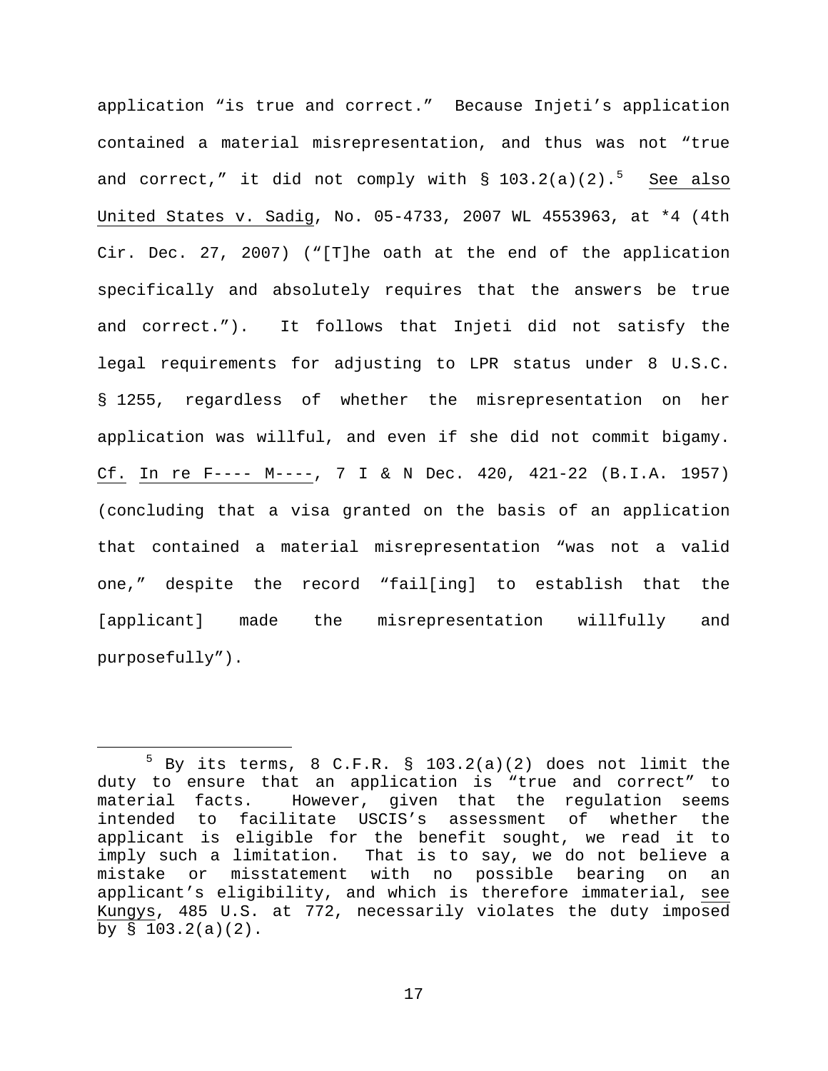application "is true and correct." Because Injeti's application contained a material misrepresentation, and thus was not "true and correct," it did not comply with § 103.2(a)(2).[5] See also United States v. Sadig, No. 05-4733, 2007 WL 4553963, at *4 (4th Cir. Dec. 27, 2007) ("[T]he oath at the end of the application specifically and absolutely requires that the answers be true and correct."). It follows that Injeti did not satisfy the legal requirements for adjusting to LPR status under 8 U.S.C. § 1255, regardless of whether the misrepresentation on her application was willful, and even if she did not commit bigamy. Cf. In re F---- M----, 7 I & N Dec. 420, 421-22 (B.I.A. 1957) (concluding that a visa granted on the basis of an application that contained a material misrepresentation "was not a valid one," despite the record "fail[ing] to establish that the [applicant] made the misrepresentation willfully and purposefully").

[5] By its terms, 8 C.F.R. § 103.2(a)(2) does not limit the duty to ensure that an application is "true and correct" to material facts. However, given that the regulation seems intended to facilitate USCIS's assessment of whether the applicant is eligible for the benefit sought, we read it to imply such a limitation. That is to say, we do not believe a mistake or misstatement with no possible bearing on an applicant's eligibility, and which is therefore immaterial, see Kungys, 485 U.S. at 772, necessarily violates the duty imposed by § 103.2(a)(2).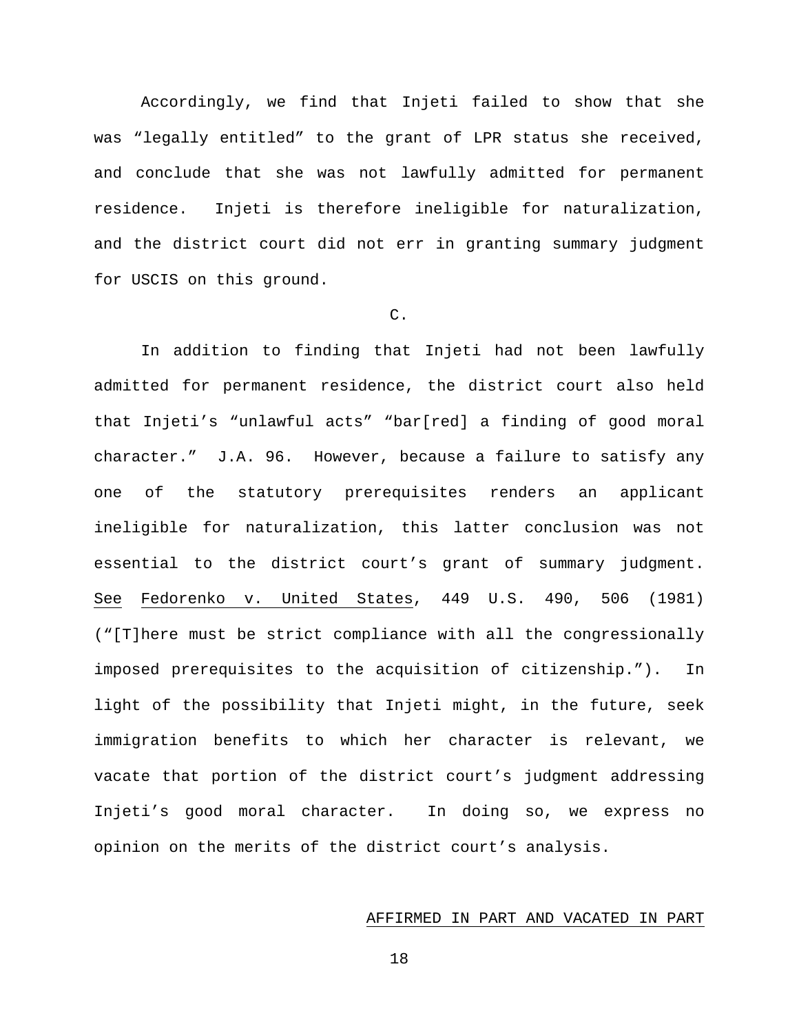Accordingly, we find that Injeti failed to show that she was "legally entitled" to the grant of LPR status she received, and conclude that she was not lawfully admitted for permanent residence. Injeti is therefore ineligible for naturalization, and the district court did not err in granting summary judgment for USCIS on this ground.

C.

In addition to finding that Injeti had not been lawfully admitted for permanent residence, the district court also held that Injeti's "unlawful acts" "bar[red] a finding of good moral character." J.A. 96. However, because a failure to satisfy any one of the statutory prerequisites renders an applicant ineligible for naturalization, this latter conclusion was not essential to the district court's grant of summary judgment. See Fedorenko v. United States, 449 U.S. 490, 506 (1981) ("[T]here must be strict compliance with all the congressionally imposed prerequisites to the acquisition of citizenship."). In light of the possibility that Injeti might, in the future, seek immigration benefits to which her character is relevant, we vacate that portion of the district court's judgment addressing Injeti's good moral character. In doing so, we express no opinion on the merits of the district court's analysis.

AFFIRMED IN PART AND VACATED IN PART